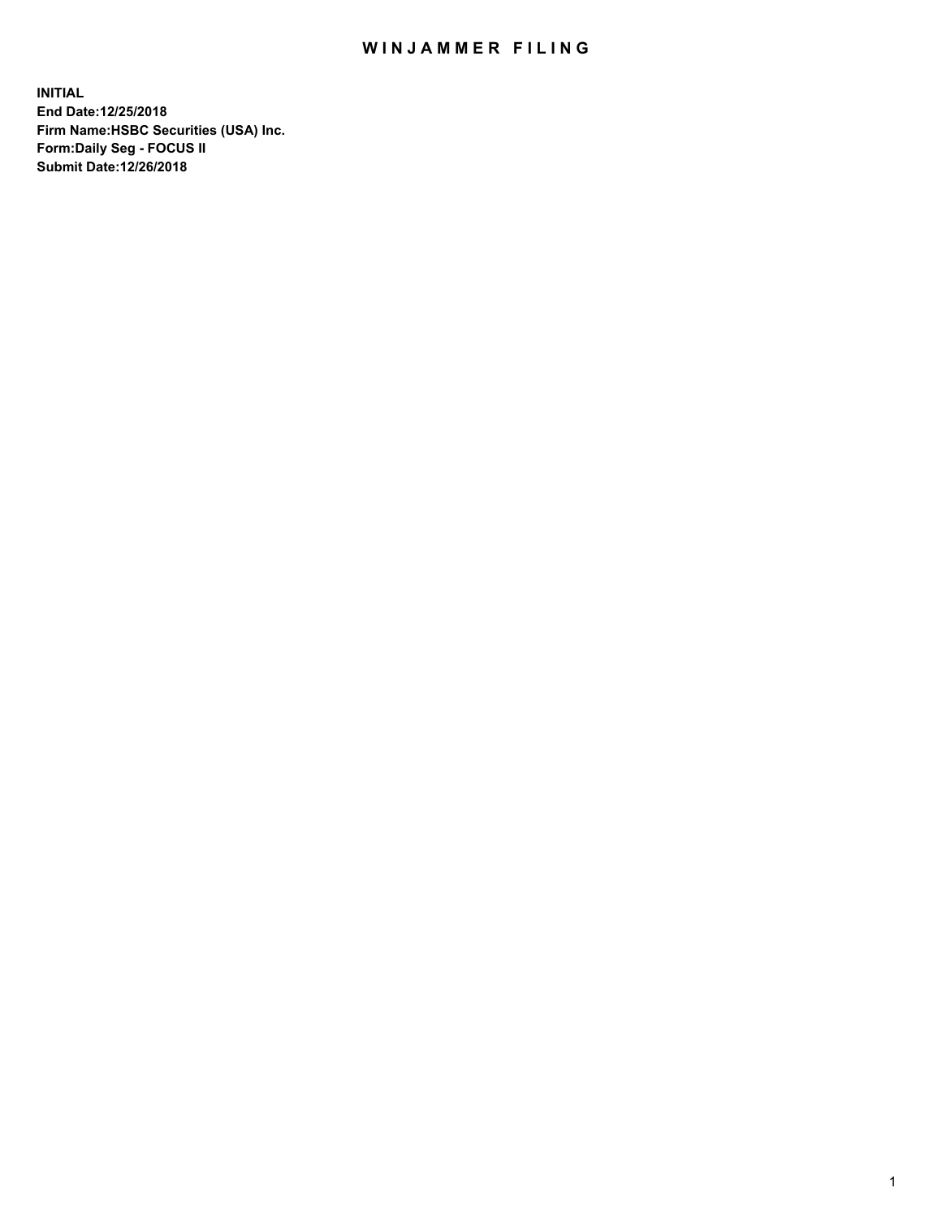# WINJAMMER FILING

**INITIAL**
**End Date:12/25/2018**
**Firm Name:HSBC Securities (USA) Inc.**
**Form:Daily Seg - FOCUS II**
**Submit Date:12/26/2018**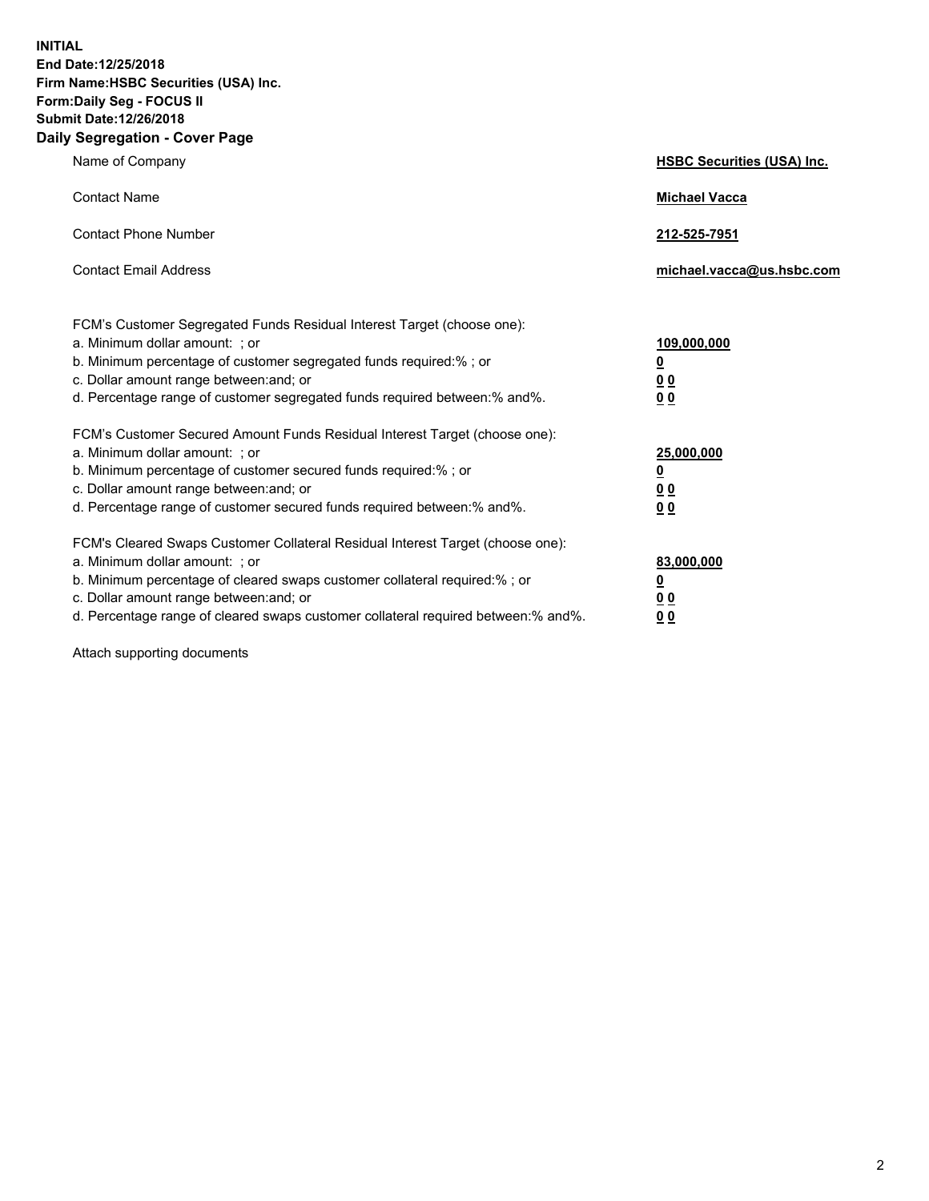**INITIAL**
**End Date:12/25/2018**
**Firm Name:HSBC Securities (USA) Inc.**
**Form:Daily Seg - FOCUS II**
**Submit Date:12/26/2018**

## Daily Segregation - Cover Page

| | |
|---|---|
| Name of Company | **HSBC Securities (USA) Inc.** |
| Contact Name | **Michael Vacca** |
| Contact Phone Number | **212-525-7951** |
| Contact Email Address | **michael.vacca@us.hsbc.com** |

| | |
|---|---|
| FCM's Customer Segregated Funds Residual Interest Target (choose one): | |
| a. Minimum dollar amount: ; or | **109,000,000** |
| b. Minimum percentage of customer segregated funds required:% ; or | **0** |
| c. Dollar amount range between:and; or | **0 0** |
| d. Percentage range of customer segregated funds required between:% and%. | **0 0** |
| FCM's Customer Secured Amount Funds Residual Interest Target (choose one): | |
| a. Minimum dollar amount: ; or | **25,000,000** |
| b. Minimum percentage of customer secured funds required:% ; or | **0** |
| c. Dollar amount range between:and; or | **0 0** |
| d. Percentage range of customer secured funds required between:% and%. | **0 0** |
| FCM's Cleared Swaps Customer Collateral Residual Interest Target (choose one): | |
| a. Minimum dollar amount: ; or | **83,000,000** |
| b. Minimum percentage of cleared swaps customer collateral required:% ; or | **0** |
| c. Dollar amount range between:and; or | **0 0** |
| d. Percentage range of cleared swaps customer collateral required between:% and%. | **0 0** |

Attach supporting documents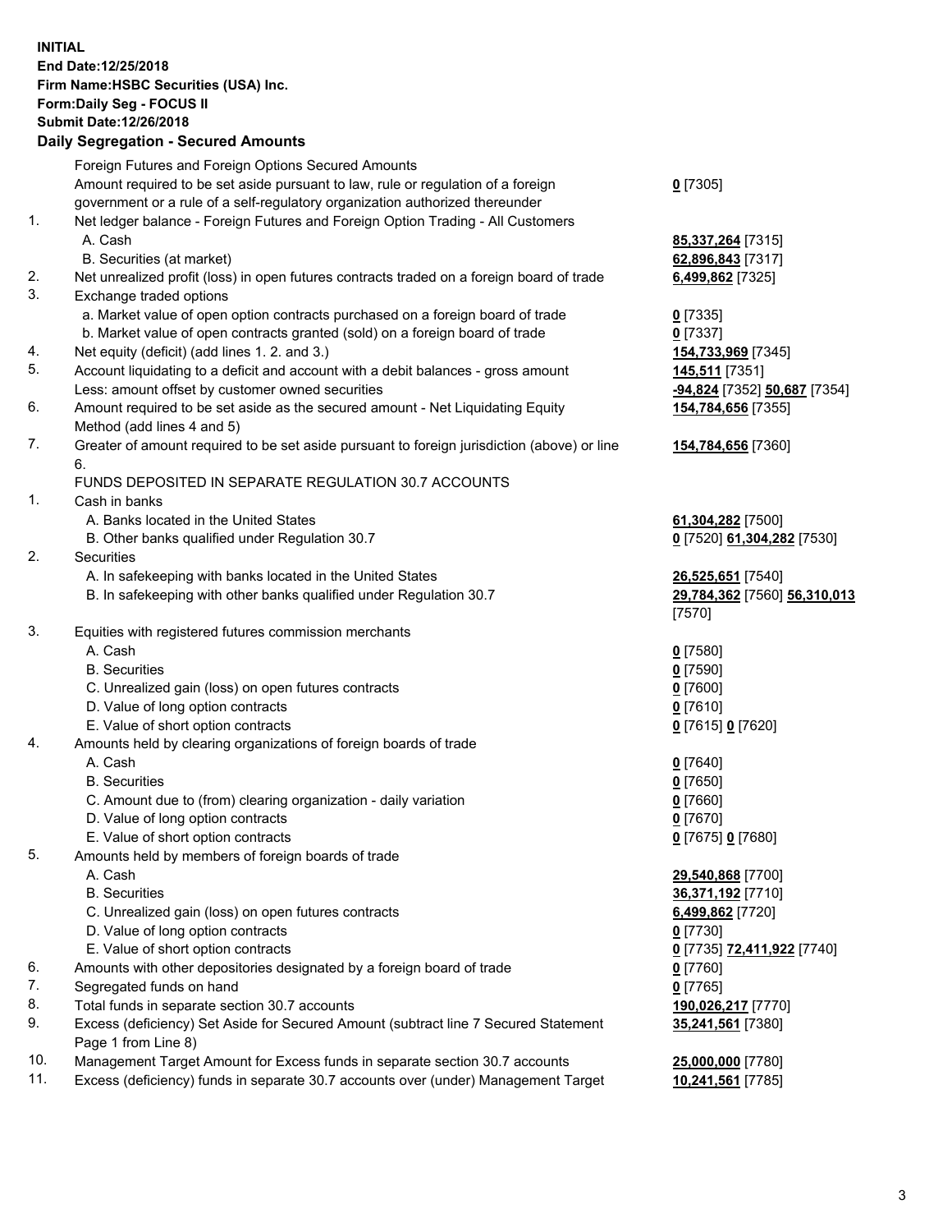**INITIAL**
**End Date:12/25/2018**
**Firm Name:HSBC Securities (USA) Inc.**
**Form:Daily Seg - FOCUS II**
**Submit Date:12/26/2018**

### Daily Segregation - Secured Amounts

| | | |
|---|---|---|
| | Foreign Futures and Foreign Options Secured Amounts | |
| | Amount required to be set aside pursuant to law, rule or regulation of a foreign government or a rule of a self-regulatory organization authorized thereunder | **0** [7305] |
| 1. | Net ledger balance - Foreign Futures and Foreign Option Trading - All Customers | |
| | A. Cash | **85,337,264** [7315] |
| | B. Securities (at market) | **62,896,843** [7317] |
| 2. | Net unrealized profit (loss) in open futures contracts traded on a foreign board of trade | **6,499,862** [7325] |
| 3. | Exchange traded options | |
| | a. Market value of open option contracts purchased on a foreign board of trade | **0** [7335] |
| | b. Market value of open contracts granted (sold) on a foreign board of trade | **0** [7337] |
| 4. | Net equity (deficit) (add lines 1. 2. and 3.) | **154,733,969** [7345] |
| 5. | Account liquidating to a deficit and account with a debit balances - gross amount | **145,511** [7351] |
| | Less: amount offset by customer owned securities | **-94,824** [7352] **50,687** [7354] |
| 6. | Amount required to be set aside as the secured amount - Net Liquidating Equity Method (add lines 4 and 5) | **154,784,656** [7355] |
| 7. | Greater of amount required to be set aside pursuant to foreign jurisdiction (above) or line 6. | **154,784,656** [7360] |
| | FUNDS DEPOSITED IN SEPARATE REGULATION 30.7 ACCOUNTS | |
| 1. | Cash in banks | |
| | A. Banks located in the United States | **61,304,282** [7500] |
| | B. Other banks qualified under Regulation 30.7 | **0** [7520] **61,304,282** [7530] |
| 2. | Securities | |
| | A. In safekeeping with banks located in the United States | **26,525,651** [7540] |
| | B. In safekeeping with other banks qualified under Regulation 30.7 | **29,784,362** [7560] **56,310,013** [7570] |
| 3. | Equities with registered futures commission merchants | |
| | A. Cash | **0** [7580] |
| | B. Securities | **0** [7590] |
| | C. Unrealized gain (loss) on open futures contracts | **0** [7600] |
| | D. Value of long option contracts | **0** [7610] |
| | E. Value of short option contracts | **0** [7615] **0** [7620] |
| 4. | Amounts held by clearing organizations of foreign boards of trade | |
| | A. Cash | **0** [7640] |
| | B. Securities | **0** [7650] |
| | C. Amount due to (from) clearing organization - daily variation | **0** [7660] |
| | D. Value of long option contracts | **0** [7670] |
| | E. Value of short option contracts | **0** [7675] **0** [7680] |
| 5. | Amounts held by members of foreign boards of trade | |
| | A. Cash | **29,540,868** [7700] |
| | B. Securities | **36,371,192** [7710] |
| | C. Unrealized gain (loss) on open futures contracts | **6,499,862** [7720] |
| | D. Value of long option contracts | **0** [7730] |
| | E. Value of short option contracts | **0** [7735] **72,411,922** [7740] |
| 6. | Amounts with other depositories designated by a foreign board of trade | **0** [7760] |
| 7. | Segregated funds on hand | **0** [7765] |
| 8. | Total funds in separate section 30.7 accounts | **190,026,217** [7770] |
| 9. | Excess (deficiency) Set Aside for Secured Amount (subtract line 7 Secured Statement Page 1 from Line 8) | **35,241,561** [7380] |
| 10. | Management Target Amount for Excess funds in separate section 30.7 accounts | **25,000,000** [7780] |
| 11. | Excess (deficiency) funds in separate 30.7 accounts over (under) Management Target | **10,241,561** [7785] |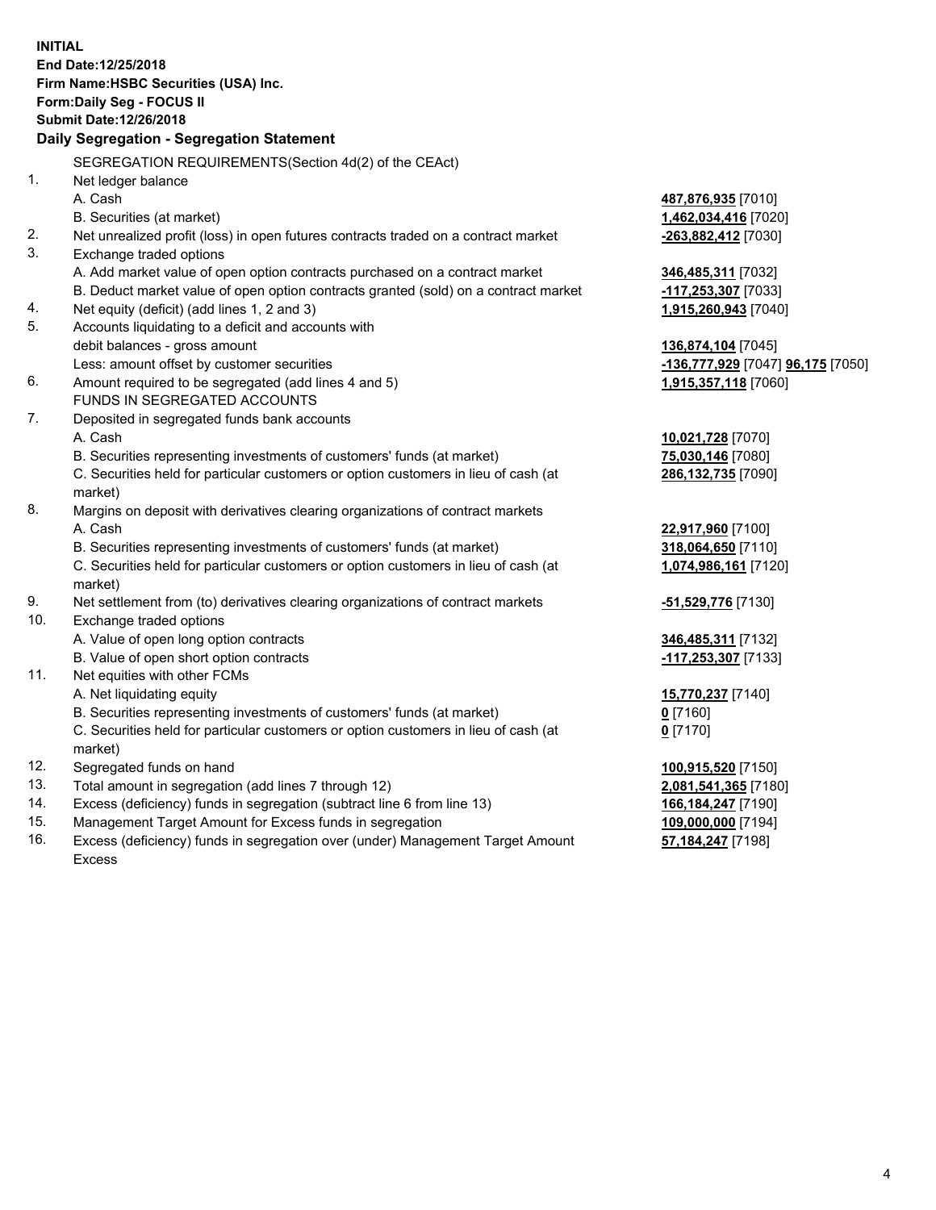**INITIAL**
**End Date:12/25/2018**
**Firm Name:HSBC Securities (USA) Inc.**
**Form:Daily Seg - FOCUS II**
**Submit Date:12/26/2018**

**Daily Segregation - Segregation Statement**

SEGREGATION REQUIREMENTS(Section 4d(2) of the CEAct)

| | | |
|---|---|---|
| 1. | Net ledger balance | |
| | A. Cash | **487,876,935** [7010] |
| | B. Securities (at market) | **1,462,034,416** [7020] |
| 2. | Net unrealized profit (loss) in open futures contracts traded on a contract market | **-263,882,412** [7030] |
| 3. | Exchange traded options | |
| | A. Add market value of open option contracts purchased on a contract market | **346,485,311** [7032] |
| | B. Deduct market value of open option contracts granted (sold) on a contract market | **-117,253,307** [7033] |
| 4. | Net equity (deficit) (add lines 1, 2 and 3) | **1,915,260,943** [7040] |
| 5. | Accounts liquidating to a deficit and accounts with debit balances - gross amount | **136,874,104** [7045] |
| | Less: amount offset by customer securities | **-136,777,929** [7047] **96,175** [7050] |
| 6. | Amount required to be segregated (add lines 4 and 5) | **1,915,357,118** [7060] |
| | FUNDS IN SEGREGATED ACCOUNTS | |
| 7. | Deposited in segregated funds bank accounts | |
| | A. Cash | **10,021,728** [7070] |
| | B. Securities representing investments of customers' funds (at market) | **75,030,146** [7080] |
| | C. Securities held for particular customers or option customers in lieu of cash (at market) | **286,132,735** [7090] |
| 8. | Margins on deposit with derivatives clearing organizations of contract markets | |
| | A. Cash | **22,917,960** [7100] |
| | B. Securities representing investments of customers' funds (at market) | **318,064,650** [7110] |
| | C. Securities held for particular customers or option customers in lieu of cash (at market) | **1,074,986,161** [7120] |
| 9. | Net settlement from (to) derivatives clearing organizations of contract markets | **-51,529,776** [7130] |
| 10. | Exchange traded options | |
| | A. Value of open long option contracts | **346,485,311** [7132] |
| | B. Value of open short option contracts | **-117,253,307** [7133] |
| 11. | Net equities with other FCMs | |
| | A. Net liquidating equity | **15,770,237** [7140] |
| | B. Securities representing investments of customers' funds (at market) | **0** [7160] |
| | C. Securities held for particular customers or option customers in lieu of cash (at market) | **0** [7170] |
| 12. | Segregated funds on hand | **100,915,520** [7150] |
| 13. | Total amount in segregation (add lines 7 through 12) | **2,081,541,365** [7180] |
| 14. | Excess (deficiency) funds in segregation (subtract line 6 from line 13) | **166,184,247** [7190] |
| 15. | Management Target Amount for Excess funds in segregation | **109,000,000** [7194] |
| 16. | Excess (deficiency) funds in segregation over (under) Management Target Amount Excess | **57,184,247** [7198] |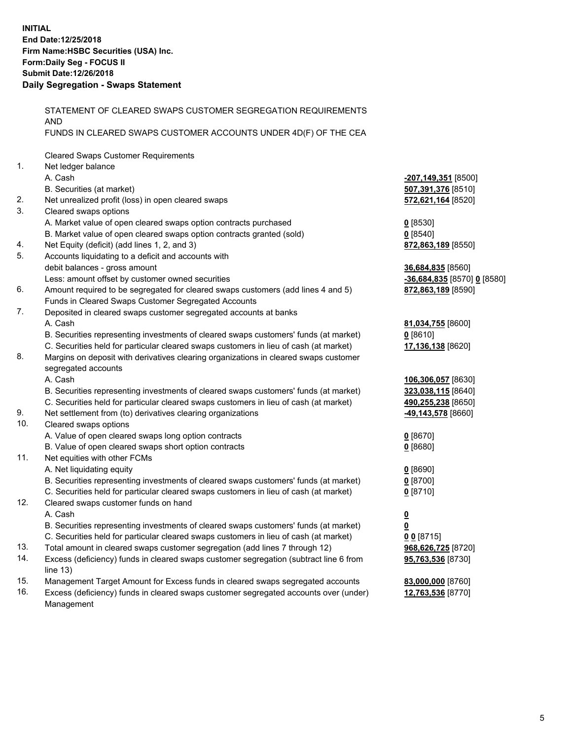**INITIAL**
**End Date:12/25/2018**
**Firm Name:HSBC Securities (USA) Inc.**
**Form:Daily Seg - FOCUS II**
**Submit Date:12/26/2018**
**Daily Segregation - Swaps Statement**

STATEMENT OF CLEARED SWAPS CUSTOMER SEGREGATION REQUIREMENTS AND FUNDS IN CLEARED SWAPS CUSTOMER ACCOUNTS UNDER 4D(F) OF THE CEA

| | | |
|---|---|---|
| | Cleared Swaps Customer Requirements | |
| 1. | Net ledger balance | |
| | A. Cash | **-207,149,351** [8500] |
| | B. Securities (at market) | **507,391,376** [8510] |
| 2. | Net unrealized profit (loss) in open cleared swaps | **572,621,164** [8520] |
| 3. | Cleared swaps options | |
| | A. Market value of open cleared swaps option contracts purchased | **0** [8530] |
| | B. Market value of open cleared swaps option contracts granted (sold) | **0** [8540] |
| 4. | Net Equity (deficit) (add lines 1, 2, and 3) | **872,863,189** [8550] |
| 5. | Accounts liquidating to a deficit and accounts with debit balances - gross amount | **36,684,835** [8560] |
| | Less: amount offset by customer owned securities | **-36,684,835** [8570] **0** [8580] |
| 6. | Amount required to be segregated for cleared swaps customers (add lines 4 and 5) | **872,863,189** [8590] |
| | Funds in Cleared Swaps Customer Segregated Accounts | |
| 7. | Deposited in cleared swaps customer segregated accounts at banks | |
| | A. Cash | **81,034,755** [8600] |
| | B. Securities representing investments of cleared swaps customers' funds (at market) | **0** [8610] |
| | C. Securities held for particular cleared swaps customers in lieu of cash (at market) | **17,136,138** [8620] |
| 8. | Margins on deposit with derivatives clearing organizations in cleared swaps customer segregated accounts | |
| | A. Cash | **106,306,057** [8630] |
| | B. Securities representing investments of cleared swaps customers' funds (at market) | **323,038,115** [8640] |
| | C. Securities held for particular cleared swaps customers in lieu of cash (at market) | **490,255,238** [8650] |
| 9. | Net settlement from (to) derivatives clearing organizations | **-49,143,578** [8660] |
| 10. | Cleared swaps options | |
| | A. Value of open cleared swaps long option contracts | **0** [8670] |
| | B. Value of open cleared swaps short option contracts | **0** [8680] |
| 11. | Net equities with other FCMs | |
| | A. Net liquidating equity | **0** [8690] |
| | B. Securities representing investments of cleared swaps customers' funds (at market) | **0** [8700] |
| | C. Securities held for particular cleared swaps customers in lieu of cash (at market) | **0** [8710] |
| 12. | Cleared swaps customer funds on hand | |
| | A. Cash | **0** |
| | B. Securities representing investments of cleared swaps customers' funds (at market) | **0** |
| | C. Securities held for particular cleared swaps customers in lieu of cash (at market) | **0** **0** [8715] |
| 13. | Total amount in cleared swaps customer segregation (add lines 7 through 12) | **968,626,725** [8720] |
| 14. | Excess (deficiency) funds in cleared swaps customer segregation (subtract line 6 from line 13) | **95,763,536** [8730] |
| 15. | Management Target Amount for Excess funds in cleared swaps segregated accounts | **83,000,000** [8760] |
| 16. | Excess (deficiency) funds in cleared swaps customer segregated accounts over (under) Management | **12,763,536** [8770] |